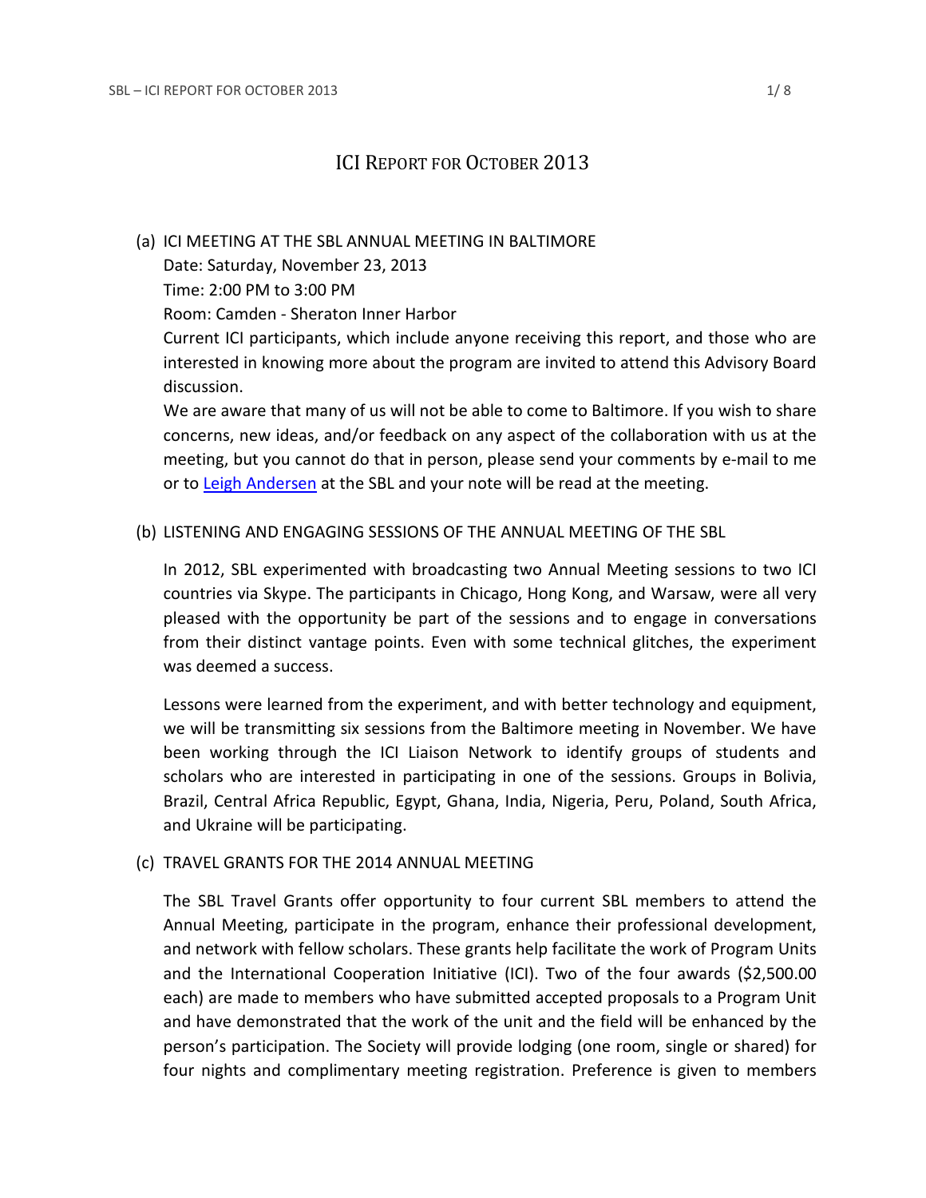# ICI REPORT FOR OCTOBER 2013

(a) ICI MEETING AT THE SBL ANNUAL MEETING IN BALTIMORE

Date: Saturday, November 23, 2013

Time: 2:00 PM to 3:00 PM

Room: Camden - Sheraton Inner Harbor

Current ICI participants, which include anyone receiving this report, and those who are interested in knowing more about the program are invited to attend this Advisory Board discussion.

We are aware that many of us will not be able to come to Baltimore. If you wish to share concerns, new ideas, and/or feedback on any aspect of the collaboration with us at the meeting, but you cannot do that in person, please send your comments by e-mail to me or to Leigh Andersen at the SBL and your note will be read at the meeting.

(b) LISTENING AND ENGAGING SESSIONS OF THE ANNUAL MEETING OF THE SBL

In 2012, SBL experimented with broadcasting two Annual Meeting sessions to two ICI countries via Skype. The participants in Chicago, Hong Kong, and Warsaw, were all very pleased with the opportunity be part of the sessions and to engage in conversations from their distinct vantage points. Even with some technical glitches, the experiment was deemed a success.

Lessons were learned from the experiment, and with better technology and equipment, we will be transmitting six sessions from the Baltimore meeting in November. We have been working through the ICI Liaison Network to identify groups of students and scholars who are interested in participating in one of the sessions. Groups in Bolivia, Brazil, Central Africa Republic, Egypt, Ghana, India, Nigeria, Peru, Poland, South Africa, and Ukraine will be participating.

(c) TRAVEL GRANTS FOR THE 2014 ANNUAL MEETING

The SBL Travel Grants offer opportunity to four current SBL members to attend the Annual Meeting, participate in the program, enhance their professional development, and network with fellow scholars. These grants help facilitate the work of Program Units and the International Cooperation Initiative (ICI). Two of the four awards ($2,500.00 each) are made to members who have submitted accepted proposals to a Program Unit and have demonstrated that the work of the unit and the field will be enhanced by the person's participation. The Society will provide lodging (one room, single or shared) for four nights and complimentary meeting registration. Preference is given to members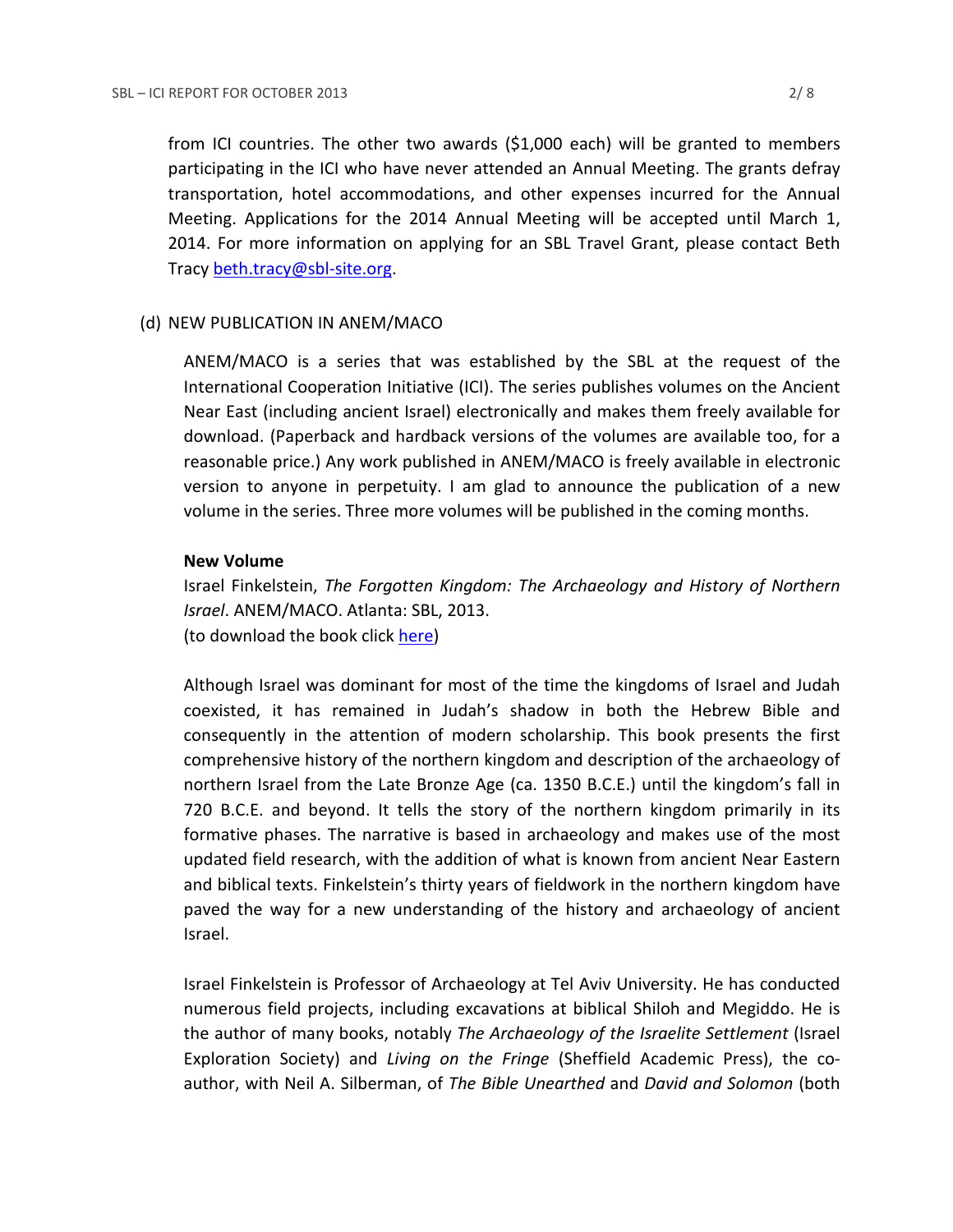from ICI countries. The other two awards ($1,000 each) will be granted to members participating in the ICI who have never attended an Annual Meeting. The grants defray transportation, hotel accommodations, and other expenses incurred for the Annual Meeting. Applications for the 2014 Annual Meeting will be accepted until March 1, 2014. For more information on applying for an SBL Travel Grant, please contact Beth Tracy beth.tracy@sbl-site.org.

(d) NEW PUBLICATION IN ANEM/MACO

ANEM/MACO is a series that was established by the SBL at the request of the International Cooperation Initiative (ICI). The series publishes volumes on the Ancient Near East (including ancient Israel) electronically and makes them freely available for download. (Paperback and hardback versions of the volumes are available too, for a reasonable price.) Any work published in ANEM/MACO is freely available in electronic version to anyone in perpetuity. I am glad to announce the publication of a new volume in the series. Three more volumes will be published in the coming months.

**New Volume**

Israel Finkelstein, *The Forgotten Kingdom: The Archaeology and History of Northern Israel*. ANEM/MACO. Atlanta: SBL, 2013.
(to download the book click here)

Although Israel was dominant for most of the time the kingdoms of Israel and Judah coexisted, it has remained in Judah's shadow in both the Hebrew Bible and consequently in the attention of modern scholarship. This book presents the first comprehensive history of the northern kingdom and description of the archaeology of northern Israel from the Late Bronze Age (ca. 1350 B.C.E.) until the kingdom's fall in 720 B.C.E. and beyond. It tells the story of the northern kingdom primarily in its formative phases. The narrative is based in archaeology and makes use of the most updated field research, with the addition of what is known from ancient Near Eastern and biblical texts. Finkelstein's thirty years of fieldwork in the northern kingdom have paved the way for a new understanding of the history and archaeology of ancient Israel.

Israel Finkelstein is Professor of Archaeology at Tel Aviv University. He has conducted numerous field projects, including excavations at biblical Shiloh and Megiddo. He is the author of many books, notably *The Archaeology of the Israelite Settlement* (Israel Exploration Society) and *Living on the Fringe* (Sheffield Academic Press), the co-author, with Neil A. Silberman, of *The Bible Unearthed* and *David and Solomon* (both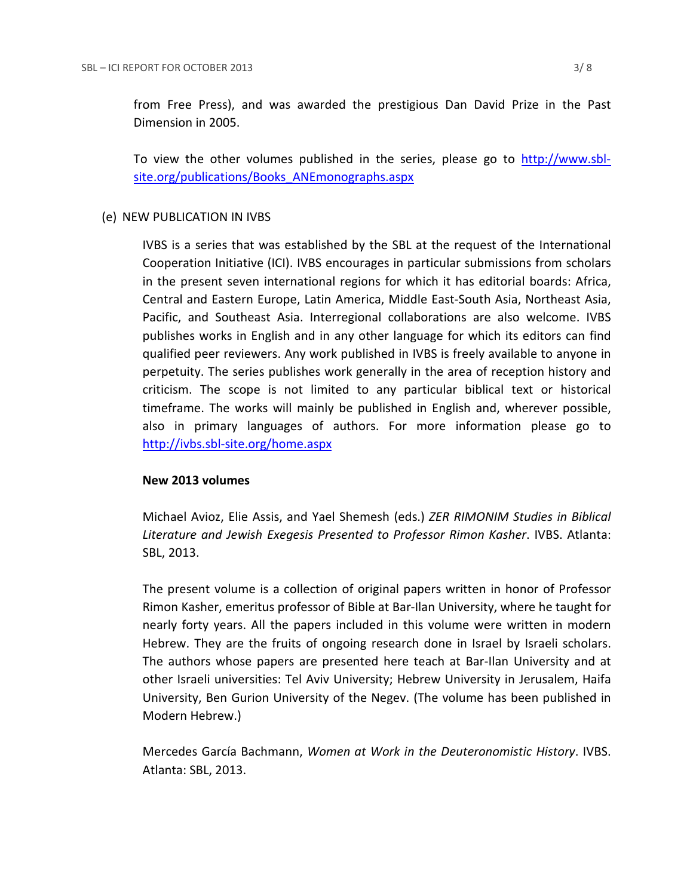from Free Press), and was awarded the prestigious Dan David Prize in the Past Dimension in 2005.

To view the other volumes published in the series, please go to http://www.sbl-site.org/publications/Books_ANEmonographs.aspx

(e) NEW PUBLICATION IN IVBS

IVBS is a series that was established by the SBL at the request of the International Cooperation Initiative (ICI). IVBS encourages in particular submissions from scholars in the present seven international regions for which it has editorial boards: Africa, Central and Eastern Europe, Latin America, Middle East-South Asia, Northeast Asia, Pacific, and Southeast Asia. Interregional collaborations are also welcome. IVBS publishes works in English and in any other language for which its editors can find qualified peer reviewers. Any work published in IVBS is freely available to anyone in perpetuity. The series publishes work generally in the area of reception history and criticism. The scope is not limited to any particular biblical text or historical timeframe. The works will mainly be published in English and, wherever possible, also in primary languages of authors. For more information please go to http://ivbs.sbl-site.org/home.aspx

**New 2013 volumes**

Michael Avioz, Elie Assis, and Yael Shemesh (eds.) *ZER RIMONIM Studies in Biblical Literature and Jewish Exegesis Presented to Professor Rimon Kasher*. IVBS. Atlanta: SBL, 2013.

The present volume is a collection of original papers written in honor of Professor Rimon Kasher, emeritus professor of Bible at Bar-Ilan University, where he taught for nearly forty years. All the papers included in this volume were written in modern Hebrew. They are the fruits of ongoing research done in Israel by Israeli scholars. The authors whose papers are presented here teach at Bar-Ilan University and at other Israeli universities: Tel Aviv University; Hebrew University in Jerusalem, Haifa University, Ben Gurion University of the Negev. (The volume has been published in Modern Hebrew.)

Mercedes García Bachmann, *Women at Work in the Deuteronomistic History*. IVBS. Atlanta: SBL, 2013.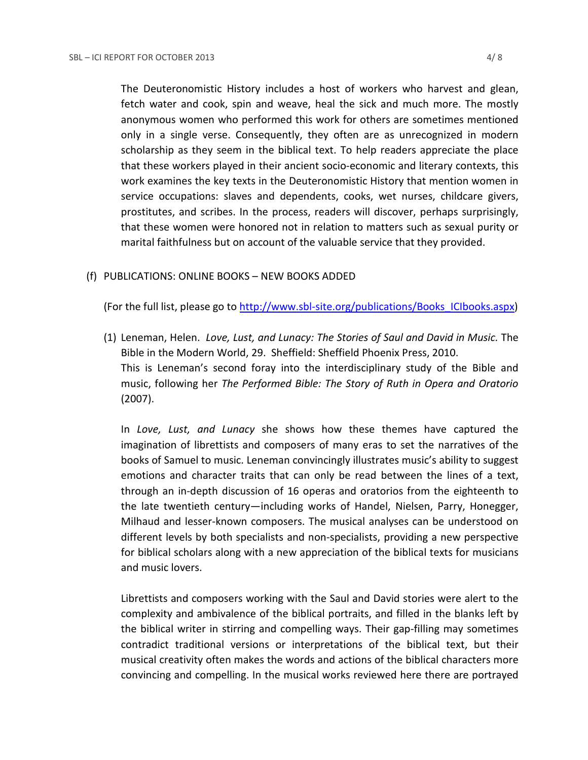The Deuteronomistic History includes a host of workers who harvest and glean, fetch water and cook, spin and weave, heal the sick and much more. The mostly anonymous women who performed this work for others are sometimes mentioned only in a single verse. Consequently, they often are as unrecognized in modern scholarship as they seem in the biblical text. To help readers appreciate the place that these workers played in their ancient socio-economic and literary contexts, this work examines the key texts in the Deuteronomistic History that mention women in service occupations: slaves and dependents, cooks, wet nurses, childcare givers, prostitutes, and scribes. In the process, readers will discover, perhaps surprisingly, that these women were honored not in relation to matters such as sexual purity or marital faithfulness but on account of the valuable service that they provided.

(f) PUBLICATIONS: ONLINE BOOKS – NEW BOOKS ADDED

(For the full list, please go to http://www.sbl-site.org/publications/Books_ICIbooks.aspx)

(1) Leneman, Helen. *Love, Lust, and Lunacy: The Stories of Saul and David in Music.* The Bible in the Modern World, 29. Sheffield: Sheffield Phoenix Press, 2010.
This is Leneman's second foray into the interdisciplinary study of the Bible and music, following her *The Performed Bible: The Story of Ruth in Opera and Oratorio* (2007).

In *Love, Lust, and Lunacy* she shows how these themes have captured the imagination of librettists and composers of many eras to set the narratives of the books of Samuel to music. Leneman convincingly illustrates music's ability to suggest emotions and character traits that can only be read between the lines of a text, through an in-depth discussion of 16 operas and oratorios from the eighteenth to the late twentieth century—including works of Handel, Nielsen, Parry, Honegger, Milhaud and lesser-known composers. The musical analyses can be understood on different levels by both specialists and non-specialists, providing a new perspective for biblical scholars along with a new appreciation of the biblical texts for musicians and music lovers.

Librettists and composers working with the Saul and David stories were alert to the complexity and ambivalence of the biblical portraits, and filled in the blanks left by the biblical writer in stirring and compelling ways. Their gap-filling may sometimes contradict traditional versions or interpretations of the biblical text, but their musical creativity often makes the words and actions of the biblical characters more convincing and compelling. In the musical works reviewed here there are portrayed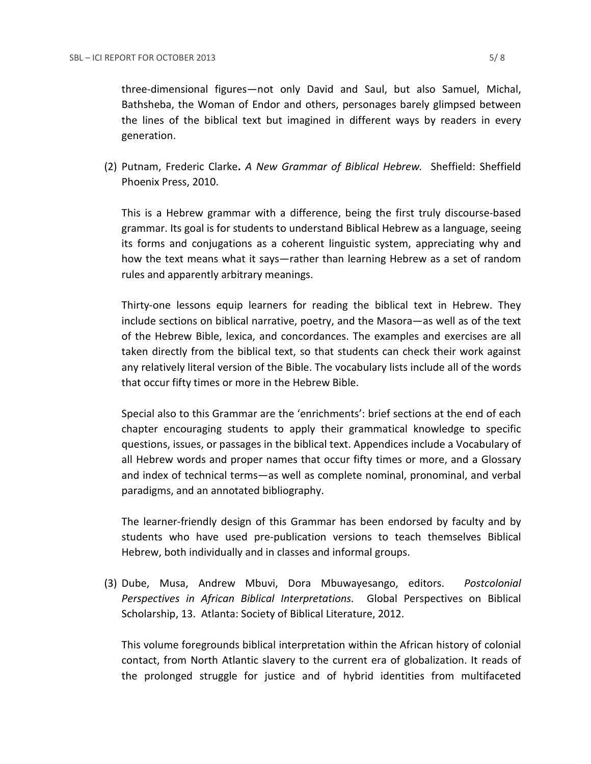three-dimensional figures—not only David and Saul, but also Samuel, Michal, Bathsheba, the Woman of Endor and others, personages barely glimpsed between the lines of the biblical text but imagined in different ways by readers in every generation.

(2) Putnam, Frederic Clarke**.** *A New Grammar of Biblical Hebrew.* Sheffield: Sheffield Phoenix Press, 2010.

This is a Hebrew grammar with a difference, being the first truly discourse-based grammar. Its goal is for students to understand Biblical Hebrew as a language, seeing its forms and conjugations as a coherent linguistic system, appreciating why and how the text means what it says—rather than learning Hebrew as a set of random rules and apparently arbitrary meanings.

Thirty-one lessons equip learners for reading the biblical text in Hebrew. They include sections on biblical narrative, poetry, and the Masora—as well as of the text of the Hebrew Bible, lexica, and concordances. The examples and exercises are all taken directly from the biblical text, so that students can check their work against any relatively literal version of the Bible. The vocabulary lists include all of the words that occur fifty times or more in the Hebrew Bible.

Special also to this Grammar are the 'enrichments': brief sections at the end of each chapter encouraging students to apply their grammatical knowledge to specific questions, issues, or passages in the biblical text. Appendices include a Vocabulary of all Hebrew words and proper names that occur fifty times or more, and a Glossary and index of technical terms—as well as complete nominal, pronominal, and verbal paradigms, and an annotated bibliography.

The learner-friendly design of this Grammar has been endorsed by faculty and by students who have used pre-publication versions to teach themselves Biblical Hebrew, both individually and in classes and informal groups.

(3) Dube, Musa, Andrew Mbuvi, Dora Mbuwayesango, editors. *Postcolonial Perspectives in African Biblical Interpretations.* Global Perspectives on Biblical Scholarship, 13. Atlanta: Society of Biblical Literature, 2012.

This volume foregrounds biblical interpretation within the African history of colonial contact, from North Atlantic slavery to the current era of globalization. It reads of the prolonged struggle for justice and of hybrid identities from multifaceted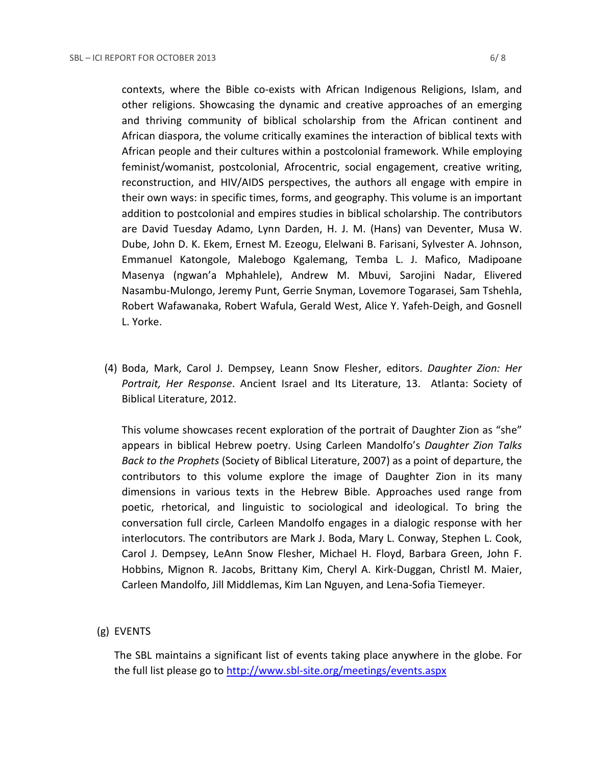contexts, where the Bible co-exists with African Indigenous Religions, Islam, and other religions. Showcasing the dynamic and creative approaches of an emerging and thriving community of biblical scholarship from the African continent and African diaspora, the volume critically examines the interaction of biblical texts with African people and their cultures within a postcolonial framework. While employing feminist/womanist, postcolonial, Afrocentric, social engagement, creative writing, reconstruction, and HIV/AIDS perspectives, the authors all engage with empire in their own ways: in specific times, forms, and geography. This volume is an important addition to postcolonial and empires studies in biblical scholarship. The contributors are David Tuesday Adamo, Lynn Darden, H. J. M. (Hans) van Deventer, Musa W. Dube, John D. K. Ekem, Ernest M. Ezeogu, Elelwani B. Farisani, Sylvester A. Johnson, Emmanuel Katongole, Malebogo Kgalemang, Temba L. J. Mafico, Madipoane Masenya (ngwan'a Mphahlele), Andrew M. Mbuvi, Sarojini Nadar, Elivered Nasambu-Mulongo, Jeremy Punt, Gerrie Snyman, Lovemore Togarasei, Sam Tshehla, Robert Wafawanaka, Robert Wafula, Gerald West, Alice Y. Yafeh-Deigh, and Gosnell L. Yorke.

(4) Boda, Mark, Carol J. Dempsey, Leann Snow Flesher, editors. *Daughter Zion: Her Portrait, Her Response*. Ancient Israel and Its Literature, 13. Atlanta: Society of Biblical Literature, 2012.

This volume showcases recent exploration of the portrait of Daughter Zion as "she" appears in biblical Hebrew poetry. Using Carleen Mandolfo's *Daughter Zion Talks Back to the Prophets* (Society of Biblical Literature, 2007) as a point of departure, the contributors to this volume explore the image of Daughter Zion in its many dimensions in various texts in the Hebrew Bible. Approaches used range from poetic, rhetorical, and linguistic to sociological and ideological. To bring the conversation full circle, Carleen Mandolfo engages in a dialogic response with her interlocutors. The contributors are Mark J. Boda, Mary L. Conway, Stephen L. Cook, Carol J. Dempsey, LeAnn Snow Flesher, Michael H. Floyd, Barbara Green, John F. Hobbins, Mignon R. Jacobs, Brittany Kim, Cheryl A. Kirk-Duggan, Christl M. Maier, Carleen Mandolfo, Jill Middlemas, Kim Lan Nguyen, and Lena-Sofia Tiemeyer.

(g) EVENTS

The SBL maintains a significant list of events taking place anywhere in the globe. For the full list please go to http://www.sbl-site.org/meetings/events.aspx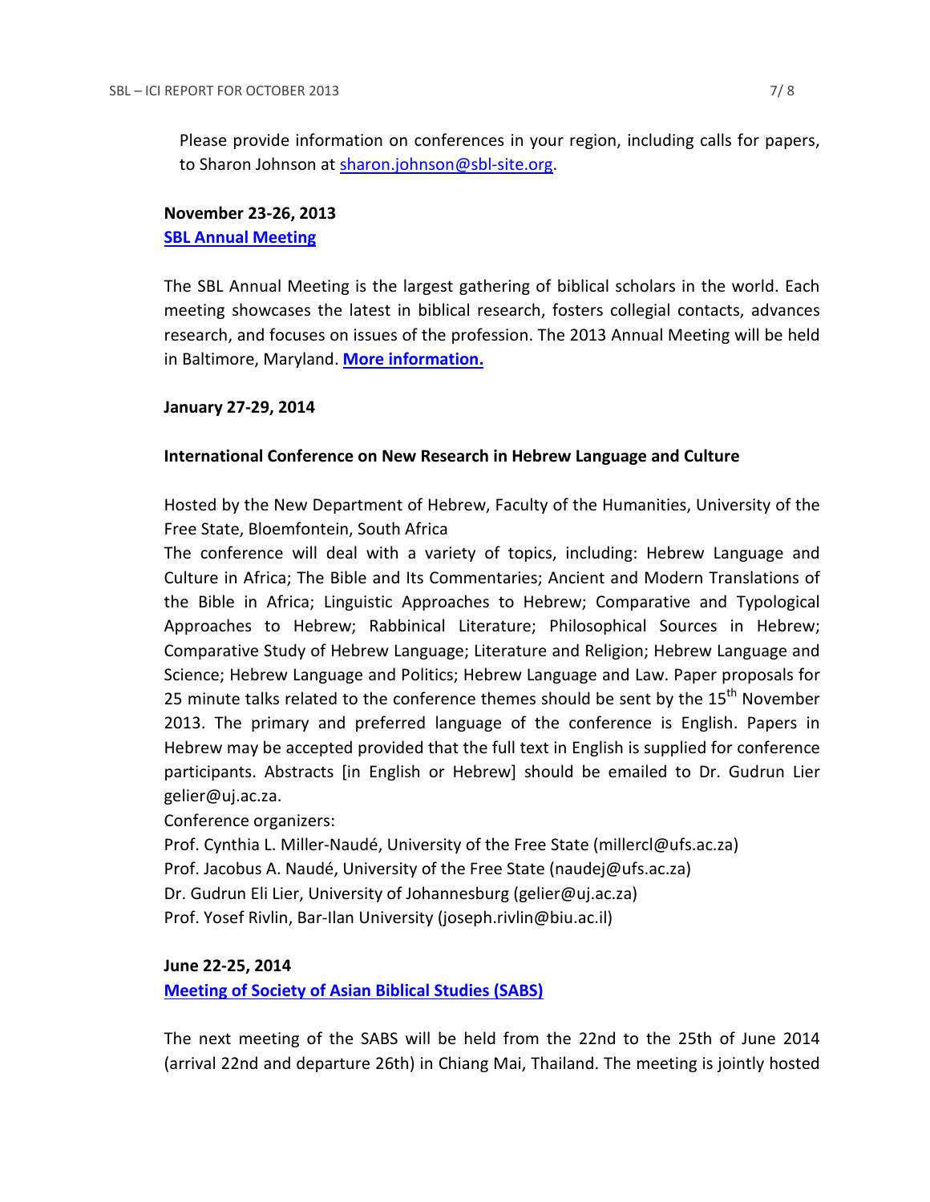Please provide information on conferences in your region, including calls for papers, to Sharon Johnson at sharon.johnson@sbl-site.org.

**November 23-26, 2013**
**SBL Annual Meeting**

The SBL Annual Meeting is the largest gathering of biblical scholars in the world. Each meeting showcases the latest in biblical research, fosters collegial contacts, advances research, and focuses on issues of the profession. The 2013 Annual Meeting will be held in Baltimore, Maryland. **More information.**

**January 27-29, 2014**

**International Conference on New Research in Hebrew Language and Culture**

Hosted by the New Department of Hebrew, Faculty of the Humanities, University of the Free State, Bloemfontein, South Africa
The conference will deal with a variety of topics, including: Hebrew Language and Culture in Africa; The Bible and Its Commentaries; Ancient and Modern Translations of the Bible in Africa; Linguistic Approaches to Hebrew; Comparative and Typological Approaches to Hebrew; Rabbinical Literature; Philosophical Sources in Hebrew; Comparative Study of Hebrew Language; Literature and Religion; Hebrew Language and Science; Hebrew Language and Politics; Hebrew Language and Law. Paper proposals for 25 minute talks related to the conference themes should be sent by the 15th November 2013. The primary and preferred language of the conference is English. Papers in Hebrew may be accepted provided that the full text in English is supplied for conference participants. Abstracts [in English or Hebrew] should be emailed to Dr. Gudrun Lier gelier@uj.ac.za.
Conference organizers:
Prof. Cynthia L. Miller-Naudé, University of the Free State (millercl@ufs.ac.za)
Prof. Jacobus A. Naudé, University of the Free State (naudej@ufs.ac.za)
Dr. Gudrun Eli Lier, University of Johannesburg (gelier@uj.ac.za)
Prof. Yosef Rivlin, Bar-Ilan University (joseph.rivlin@biu.ac.il)

**June 22-25, 2014**
**Meeting of Society of Asian Biblical Studies (SABS)**

The next meeting of the SABS will be held from the 22nd to the 25th of June 2014 (arrival 22nd and departure 26th) in Chiang Mai, Thailand. The meeting is jointly hosted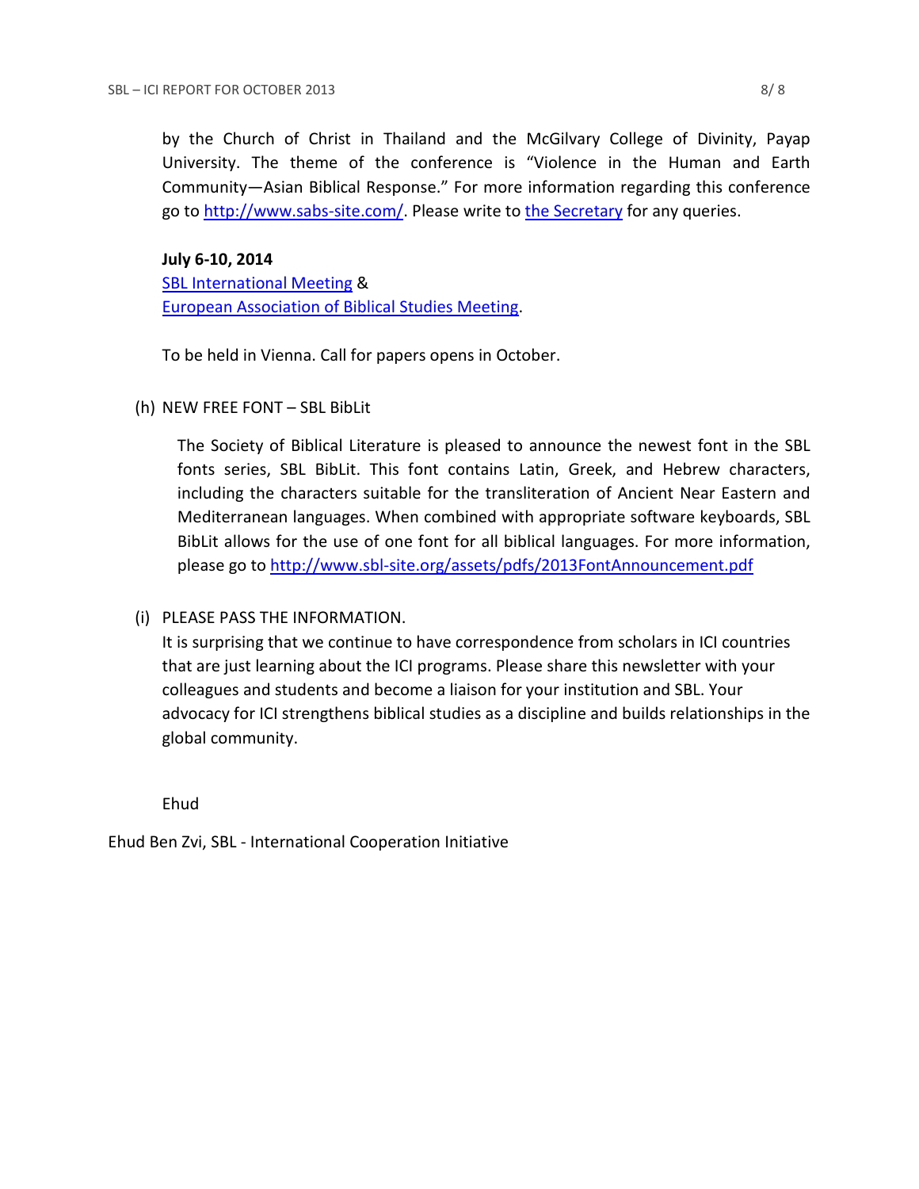by the Church of Christ in Thailand and the McGilvary College of Divinity, Payap University. The theme of the conference is “Violence in the Human and Earth Community—Asian Biblical Response.” For more information regarding this conference go to http://www.sabs-site.com/. Please write to the Secretary for any queries.

**July 6-10, 2014**
SBL International Meeting &
European Association of Biblical Studies Meeting.

To be held in Vienna. Call for papers opens in October.

(h) NEW FREE FONT – SBL BibLit

The Society of Biblical Literature is pleased to announce the newest font in the SBL fonts series, SBL BibLit. This font contains Latin, Greek, and Hebrew characters, including the characters suitable for the transliteration of Ancient Near Eastern and Mediterranean languages. When combined with appropriate software keyboards, SBL BibLit allows for the use of one font for all biblical languages. For more information, please go to http://www.sbl-site.org/assets/pdfs/2013FontAnnouncement.pdf

(i) PLEASE PASS THE INFORMATION.
It is surprising that we continue to have correspondence from scholars in ICI countries that are just learning about the ICI programs. Please share this newsletter with your colleagues and students and become a liaison for your institution and SBL. Your advocacy for ICI strengthens biblical studies as a discipline and builds relationships in the global community.

Ehud

Ehud Ben Zvi, SBL - International Cooperation Initiative